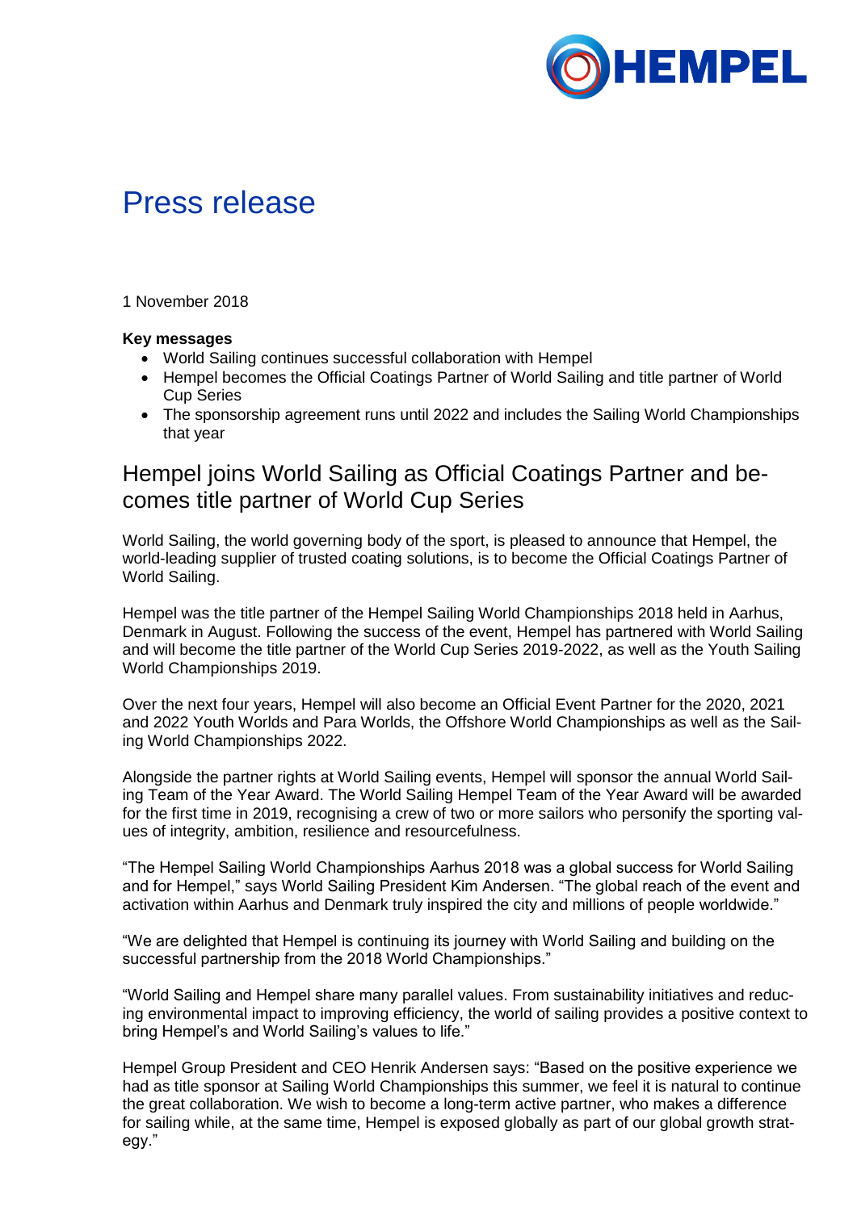# Press release

1 November 2018

**Key messages**

- World Sailing continues successful collaboration with Hempel
- Hempel becomes the Official Coatings Partner of World Sailing and title partner of World Cup Series
- The sponsorship agreement runs until 2022 and includes the Sailing World Championships that year

## Hempel joins World Sailing as Official Coatings Partner and becomes title partner of World Cup Series

World Sailing, the world governing body of the sport, is pleased to announce that Hempel, the world-leading supplier of trusted coating solutions, is to become the Official Coatings Partner of World Sailing.

Hempel was the title partner of the Hempel Sailing World Championships 2018 held in Aarhus, Denmark in August. Following the success of the event, Hempel has partnered with World Sailing and will become the title partner of the World Cup Series 2019-2022, as well as the Youth Sailing World Championships 2019.

Over the next four years, Hempel will also become an Official Event Partner for the 2020, 2021 and 2022 Youth Worlds and Para Worlds, the Offshore World Championships as well as the Sailing World Championships 2022.

Alongside the partner rights at World Sailing events, Hempel will sponsor the annual World Sailing Team of the Year Award. The World Sailing Hempel Team of the Year Award will be awarded for the first time in 2019, recognising a crew of two or more sailors who personify the sporting values of integrity, ambition, resilience and resourcefulness.

“The Hempel Sailing World Championships Aarhus 2018 was a global success for World Sailing and for Hempel,” says World Sailing President Kim Andersen. “The global reach of the event and activation within Aarhus and Denmark truly inspired the city and millions of people worldwide.”

“We are delighted that Hempel is continuing its journey with World Sailing and building on the successful partnership from the 2018 World Championships.”

“World Sailing and Hempel share many parallel values. From sustainability initiatives and reducing environmental impact to improving efficiency, the world of sailing provides a positive context to bring Hempel’s and World Sailing’s values to life.”

Hempel Group President and CEO Henrik Andersen says: “Based on the positive experience we had as title sponsor at Sailing World Championships this summer, we feel it is natural to continue the great collaboration. We wish to become a long-term active partner, who makes a difference for sailing while, at the same time, Hempel is exposed globally as part of our global growth strategy.”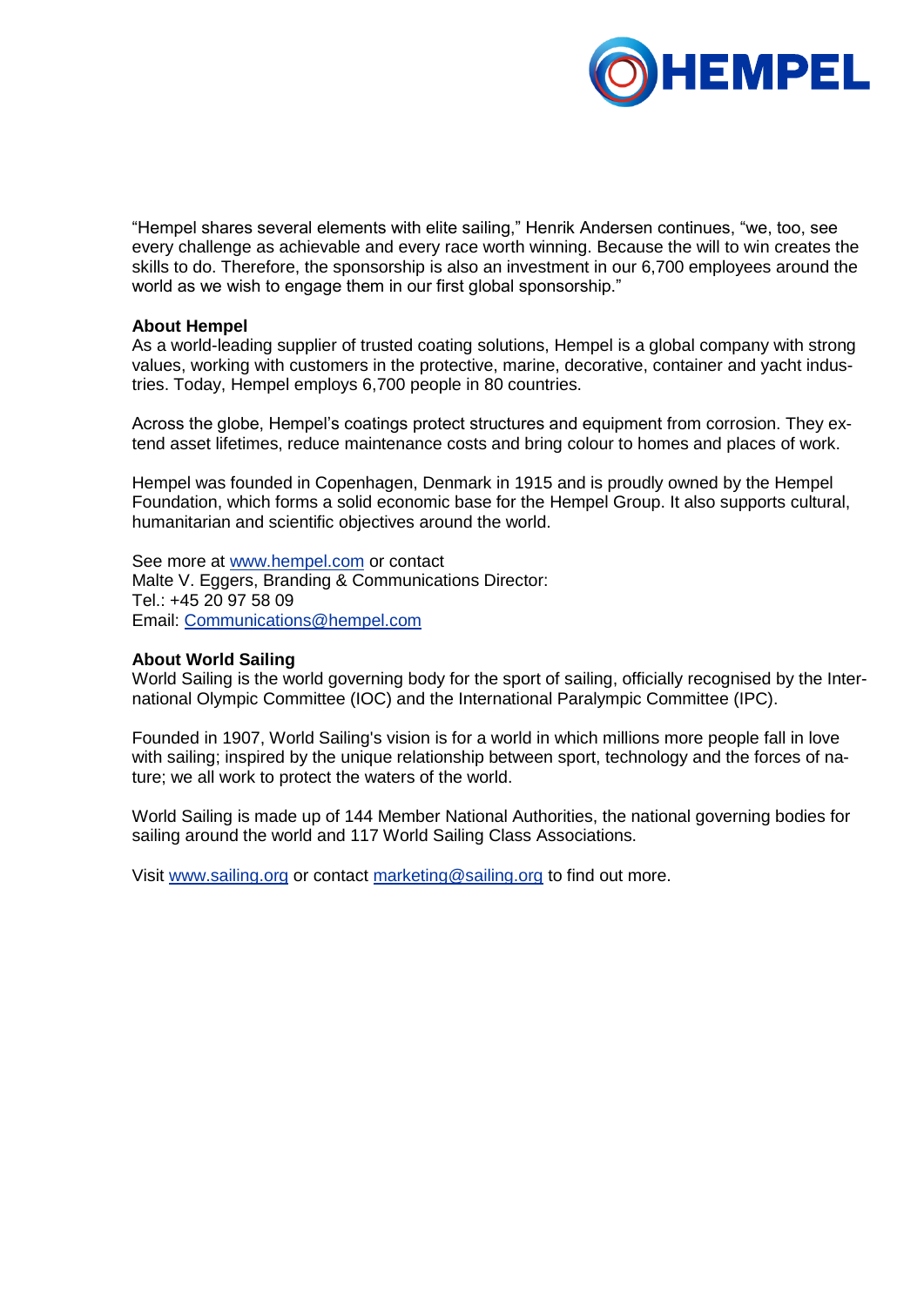"Hempel shares several elements with elite sailing," Henrik Andersen continues, "we, too, see every challenge as achievable and every race worth winning. Because the will to win creates the skills to do. Therefore, the sponsorship is also an investment in our 6,700 employees around the world as we wish to engage them in our first global sponsorship."

**About Hempel**
As a world-leading supplier of trusted coating solutions, Hempel is a global company with strong values, working with customers in the protective, marine, decorative, container and yacht industries. Today, Hempel employs 6,700 people in 80 countries.

Across the globe, Hempel's coatings protect structures and equipment from corrosion. They extend asset lifetimes, reduce maintenance costs and bring colour to homes and places of work.

Hempel was founded in Copenhagen, Denmark in 1915 and is proudly owned by the Hempel Foundation, which forms a solid economic base for the Hempel Group. It also supports cultural, humanitarian and scientific objectives around the world.

See more at www.hempel.com or contact
Malte V. Eggers, Branding & Communications Director:
Tel.: +45 20 97 58 09
Email: Communications@hempel.com

**About World Sailing**
World Sailing is the world governing body for the sport of sailing, officially recognised by the International Olympic Committee (IOC) and the International Paralympic Committee (IPC).

Founded in 1907, World Sailing's vision is for a world in which millions more people fall in love with sailing; inspired by the unique relationship between sport, technology and the forces of nature; we all work to protect the waters of the world.

World Sailing is made up of 144 Member National Authorities, the national governing bodies for sailing around the world and 117 World Sailing Class Associations.

Visit www.sailing.org or contact marketing@sailing.org to find out more.